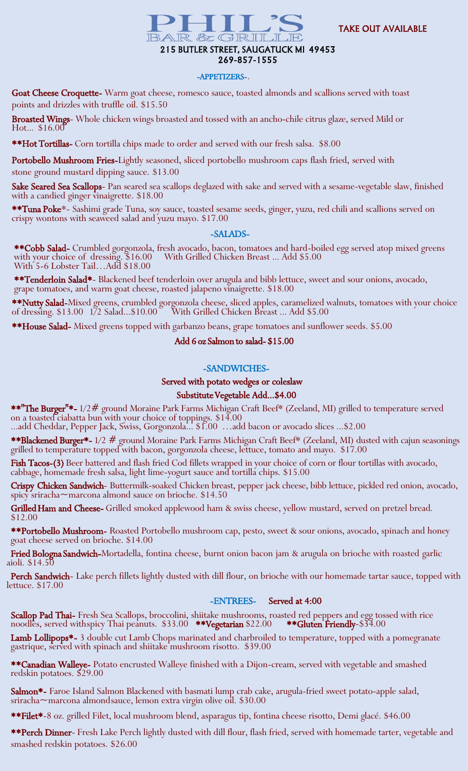# PHIL'S
## BAR & GRILLE

TAKE OUT AVAILABLE

215 BUTLER STREET, SAUGATUCK MI 49453
269-857-1555

## -APPETIZERS-.

**Goat Cheese Croquette-** Warm goat cheese, romesco sauce, toasted almonds and scallions served with toast points and drizzles with truffle oil. $15.50

**Broasted Wings**- Whole chicken wings broasted and tossed with an ancho-chile citrus glaze, served Mild or Hot... $16.00

**\*\*Hot Tortillas-** Corn tortilla chips made to order and served with our fresh salsa. $8.00

**Portobello Mushroom Fries-**Lightly seasoned, sliced portobello mushroom caps flash fried, served with stone ground mustard dipping sauce. $13.00

**Sake Seared Sea Scallops**- Pan seared sea scallops deglazed with sake and served with a sesame-vegetable slaw, finished with a candied ginger vinaigrette. $18.00

**\*\*Tuna Poke**\*- Sashimi grade Tuna, soy sauce, toasted sesame seeds, ginger, yuzu, red chili and scallions served on crispy wontons with seaweed salad and yuzu mayo. $17.00

## -SALADS-

**\*\*Cobb Salad-** Crumbled gorgonzola, fresh avocado, bacon, tomatoes and hard-boiled egg served atop mixed greens with your choice of dressing. $16.00 With Grilled Chicken Breast ... Add $5.00
With 5-6 Lobster Tail…Add $18.00

**\*\*Tenderloin Salad\***- Blackened beef tenderloin over arugula and bibb lettuce, sweet and sour onions, avocado, grape tomatoes, and warm goat cheese, roasted jalapeno vinaigrette. $18.00

**\*\*Nutty Salad-**Mixed greens, crumbled gorgonzola cheese, sliced apples, caramelized walnuts, tomatoes with your choice of dressing. $13.00 1/2 Salad...$10.00 With Grilled Chicken Breast ... Add $5.00

**\*\*House Salad-** Mixed greens topped with garbanzo beans, grape tomatoes and sunflower seeds. $5.00

**Add 6 oz Salmon to salad- $15.00**

## -SANDWICHES-

**Served with potato wedges or coleslaw**

**Substitute Vegetable Add…$4.00**

**\*\*"The Burger"\*-** 1/2# ground Moraine Park Farms Michigan Craft Beef\* (Zeeland, MI) grilled to temperature served on a toasted ciabatta bun with your choice of toppings. $14.00
...add Cheddar, Pepper Jack, Swiss, Gorgonzola... $1.00 …add bacon or avocado slices ...$2.00

**\*\*Blackened Burger\*-** 1/2 # ground Moraine Park Farms Michigan Craft Beef\* (Zeeland, MI) dusted with cajun seasonings grilled to temperature topped with bacon, gorgonzola cheese, lettuce, tomato and mayo. $17.00

**Fish Tacos-(3)** Beer battered and flash fried Cod fillets wrapped in your choice of corn or flour tortillas with avocado, cabbage, homemade fresh salsa, light lime-yogurt sauce and tortilla chips. $15.00

**Crispy Chicken Sandwich**- Buttermilk-soaked Chicken breast, pepper jack cheese, bibb lettuce, pickled red onion, avocado, spicy sriracha~marcona almond sauce on brioche. $14.50

**Grilled Ham and Cheese-** Grilled smoked applewood ham & swiss cheese, yellow mustard, served on pretzel bread. $12.00

**\*\*Portobello Mushroom-** Roasted Portobello mushroom cap, pesto, sweet & sour onions, avocado, spinach and honey goat cheese served on brioche. $14.00

**Fried Bologna Sandwich-**Mortadella, fontina cheese, burnt onion bacon jam & arugula on brioche with roasted garlic aioli. $14.50

**Perch Sandwich**- Lake perch fillets lightly dusted with dill flour, on brioche with our homemade tartar sauce, topped with lettuce. $17.00

## -ENTREES- Served at 4:00

**Scallop Pad Thai-** Fresh Sea Scallops, broccolini, shiitake mushrooms, roasted red peppers and egg tossed with rice noodles, served withspicy Thai peanuts. $33.00 **\*\*Vegetarian** $22.00 **\*\*Gluten Friendly**-$34.00

**Lamb Lollipops\*-** 3 double cut Lamb Chops marinated and charbroiled to temperature, topped with a pomegranate gastrique, served with spinach and shiitake mushroom risotto. $39.00

**\*\*Canadian Walleye-** Potato encrusted Walleye finished with a Dijon-cream, served with vegetable and smashed redskin potatoes. $29.00

**Salmon\*-** Faroe Island Salmon Blackened with basmati lump crab cake, arugula-fried sweet potato-apple salad, sriracha~marcona almondsauce, lemon extra virgin olive oil. $30.00

**\*\*Filet\***-8 oz. grilled Filet, local mushroom blend, asparagus tip, fontina cheese risotto, Demi glacé. $46.00

**\*\*Perch Dinner**- Fresh Lake Perch lightly dusted with dill flour, flash fried, served with homemade tarter, vegetable and smashed redskin potatoes. $26.00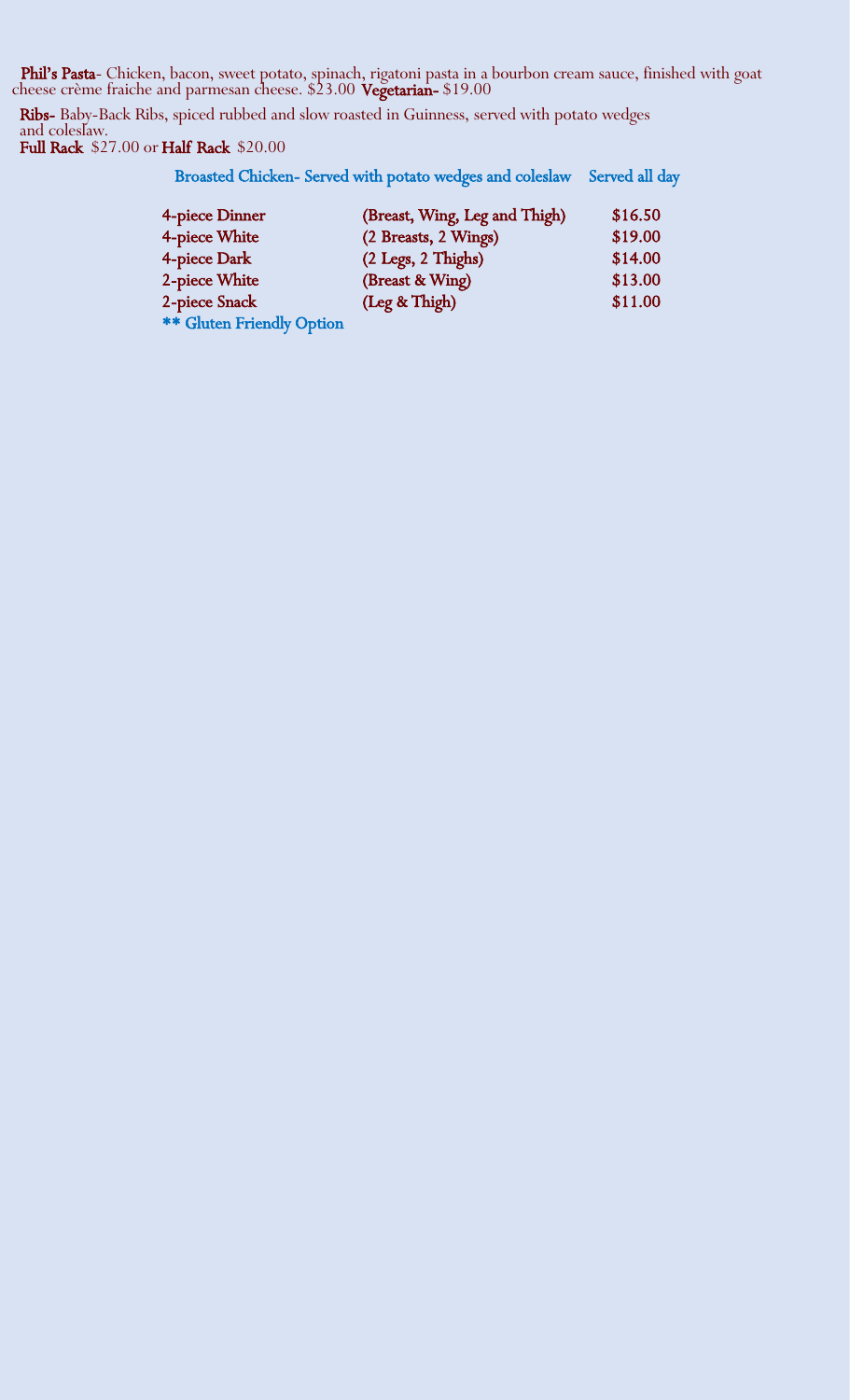**Phil's Pasta**- Chicken, bacon, sweet potato, spinach, rigatoni pasta in a bourbon cream sauce, finished with goat cheese crème fraiche and parmesan cheese. $23.00 **Vegetarian-** $19.00

**Ribs-** Baby-Back Ribs, spiced rubbed and slow roasted in Guinness, served with potato wedges and coleslaw.
**Full Rack** $27.00 or **Half Rack** $20.00

**Broasted Chicken- Served with potato wedges and coleslaw Served all day**

| | | |
|---|---|---|
| **4-piece Dinner** | **(Breast, Wing, Leg and Thigh)** | **$16.50** |
| **4-piece White** | **(2 Breasts, 2 Wings)** | **$19.00** |
| **4-piece Dark** | **(2 Legs, 2 Thighs)** | **$14.00** |
| **2-piece White** | **(Breast & Wing)** | **$13.00** |
| **2-piece Snack** | **(Leg & Thigh)** | **$11.00** |

**** Gluten Friendly Option**